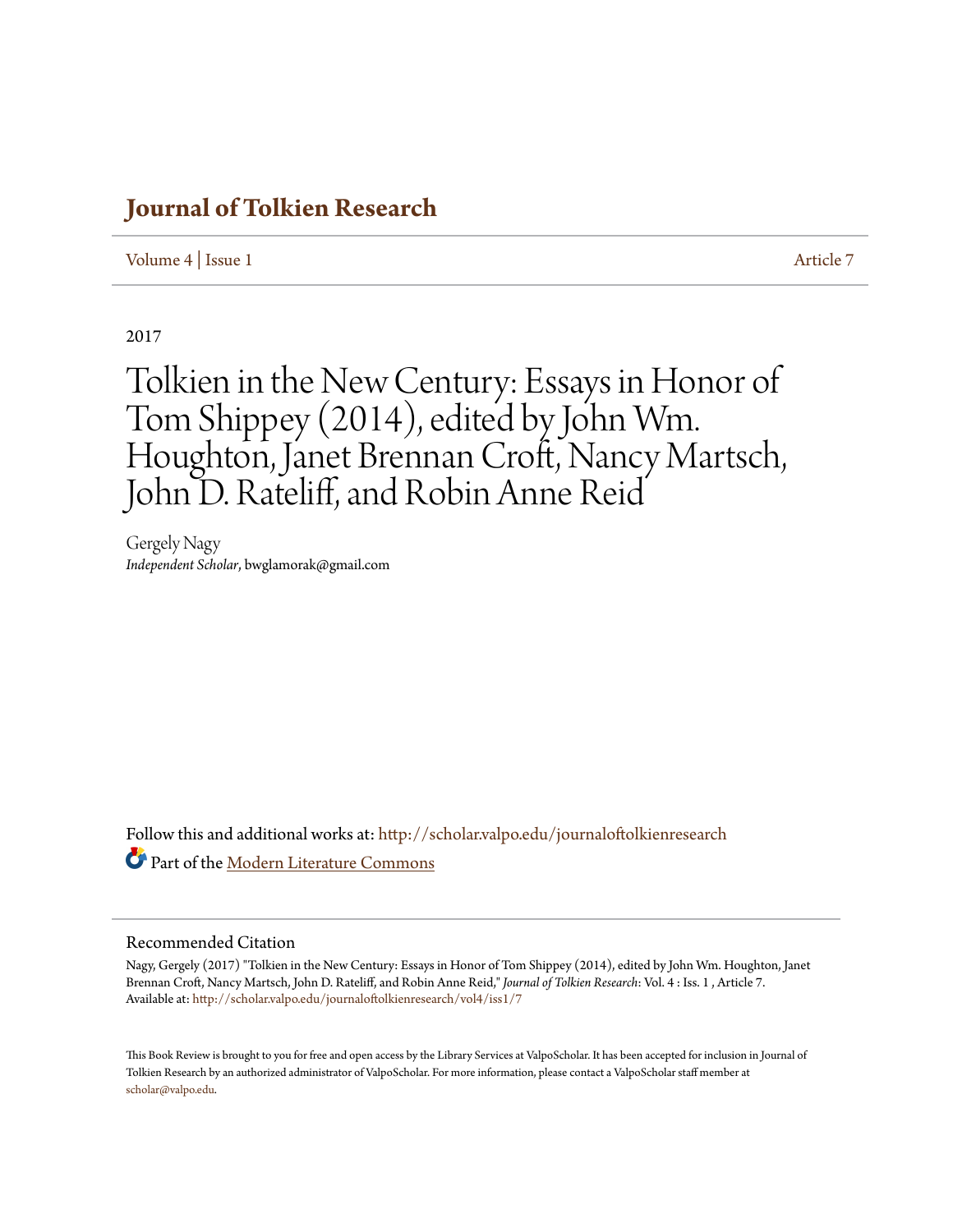# Journal of Tolkien Research

Volume 4 | Issue 1 Article 7

2017

# Tolkien in the New Century: Essays in Honor of Tom Shippey (2014), edited by John Wm. Houghton, Janet Brennan Croft, Nancy Martsch, John D. Rateliff, and Robin Anne Reid

Gergely Nagy
*Independent Scholar*, bwglamorak@gmail.com

Follow this and additional works at: http://scholar.valpo.edu/journaloftolkienresearch

Part of the Modern Literature Commons

## Recommended Citation

Nagy, Gergely (2017) "Tolkien in the New Century: Essays in Honor of Tom Shippey (2014), edited by John Wm. Houghton, Janet Brennan Croft, Nancy Martsch, John D. Rateliff, and Robin Anne Reid," *Journal of Tolkien Research*: Vol. 4 : Iss. 1 , Article 7.
Available at: http://scholar.valpo.edu/journaloftolkienresearch/vol4/iss1/7

This Book Review is brought to you for free and open access by the Library Services at ValpoScholar. It has been accepted for inclusion in Journal of Tolkien Research by an authorized administrator of ValpoScholar. For more information, please contact a ValpoScholar staff member at scholar@valpo.edu.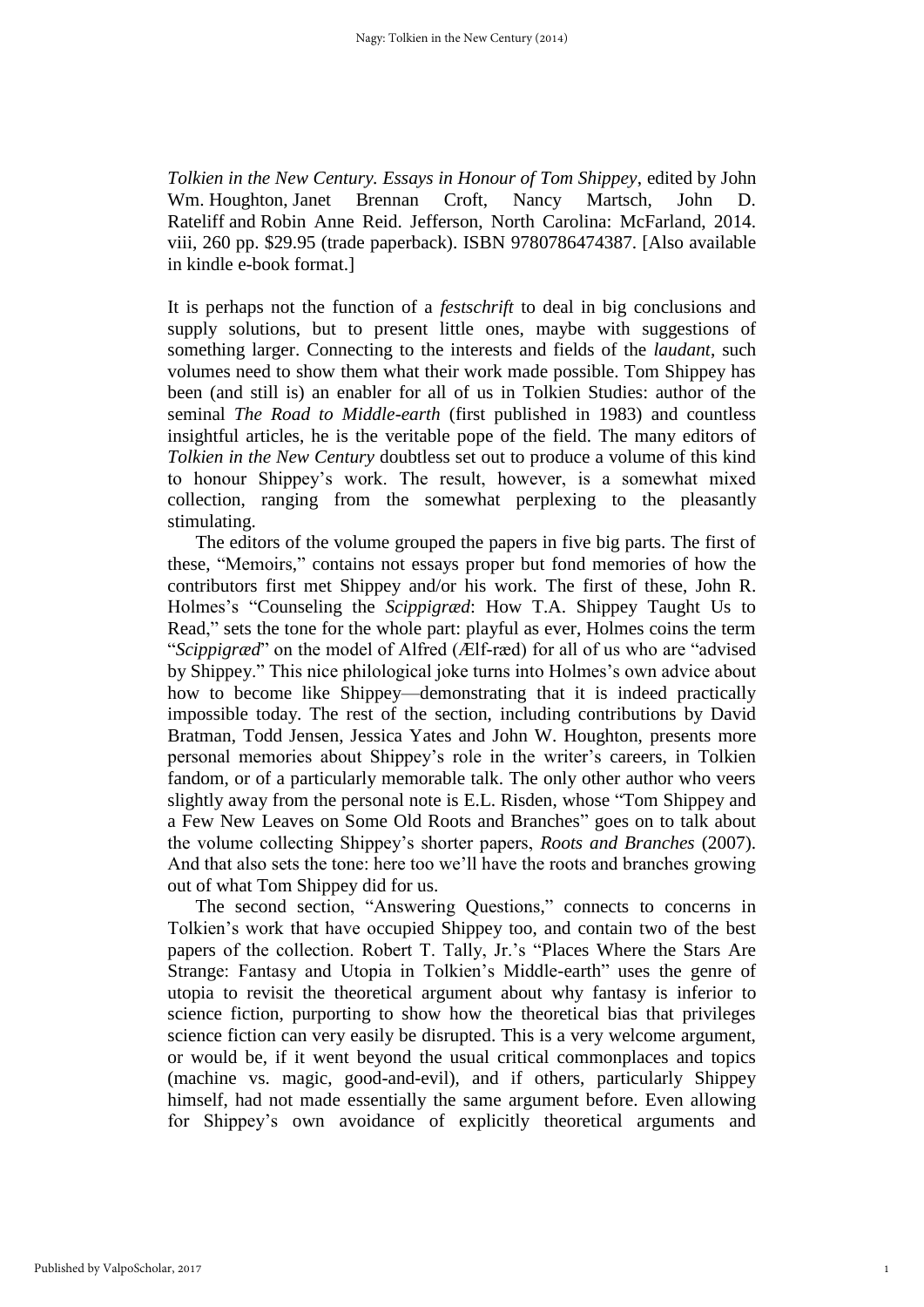*Tolkien in the New Century. Essays in Honour of Tom Shippey*, edited by John Wm. Houghton, Janet Brennan Croft, Nancy Martsch, John D. Rateliff and Robin Anne Reid. Jefferson, North Carolina: McFarland, 2014. viii, 260 pp. $29.95 (trade paperback). ISBN 9780786474387. [Also available in kindle e-book format.]

It is perhaps not the function of a *festschrift* to deal in big conclusions and supply solutions, but to present little ones, maybe with suggestions of something larger. Connecting to the interests and fields of the *laudant*, such volumes need to show them what their work made possible. Tom Shippey has been (and still is) an enabler for all of us in Tolkien Studies: author of the seminal *The Road to Middle-earth* (first published in 1983) and countless insightful articles, he is the veritable pope of the field. The many editors of *Tolkien in the New Century* doubtless set out to produce a volume of this kind to honour Shippey's work. The result, however, is a somewhat mixed collection, ranging from the somewhat perplexing to the pleasantly stimulating.

The editors of the volume grouped the papers in five big parts. The first of these, "Memoirs," contains not essays proper but fond memories of how the contributors first met Shippey and/or his work. The first of these, John R. Holmes's "Counseling the *Scippigræd*: How T.A. Shippey Taught Us to Read," sets the tone for the whole part: playful as ever, Holmes coins the term "*Scippigræd*" on the model of Alfred (Ælf-ræd) for all of us who are "advised by Shippey." This nice philological joke turns into Holmes's own advice about how to become like Shippey—demonstrating that it is indeed practically impossible today. The rest of the section, including contributions by David Bratman, Todd Jensen, Jessica Yates and John W. Houghton, presents more personal memories about Shippey's role in the writer's careers, in Tolkien fandom, or of a particularly memorable talk. The only other author who veers slightly away from the personal note is E.L. Risden, whose "Tom Shippey and a Few New Leaves on Some Old Roots and Branches" goes on to talk about the volume collecting Shippey's shorter papers, *Roots and Branches* (2007). And that also sets the tone: here too we'll have the roots and branches growing out of what Tom Shippey did for us.

The second section, "Answering Questions," connects to concerns in Tolkien's work that have occupied Shippey too, and contain two of the best papers of the collection. Robert T. Tally, Jr.'s "Places Where the Stars Are Strange: Fantasy and Utopia in Tolkien's Middle-earth" uses the genre of utopia to revisit the theoretical argument about why fantasy is inferior to science fiction, purporting to show how the theoretical bias that privileges science fiction can very easily be disrupted. This is a very welcome argument, or would be, if it went beyond the usual critical commonplaces and topics (machine vs. magic, good-and-evil), and if others, particularly Shippey himself, had not made essentially the same argument before. Even allowing for Shippey's own avoidance of explicitly theoretical arguments and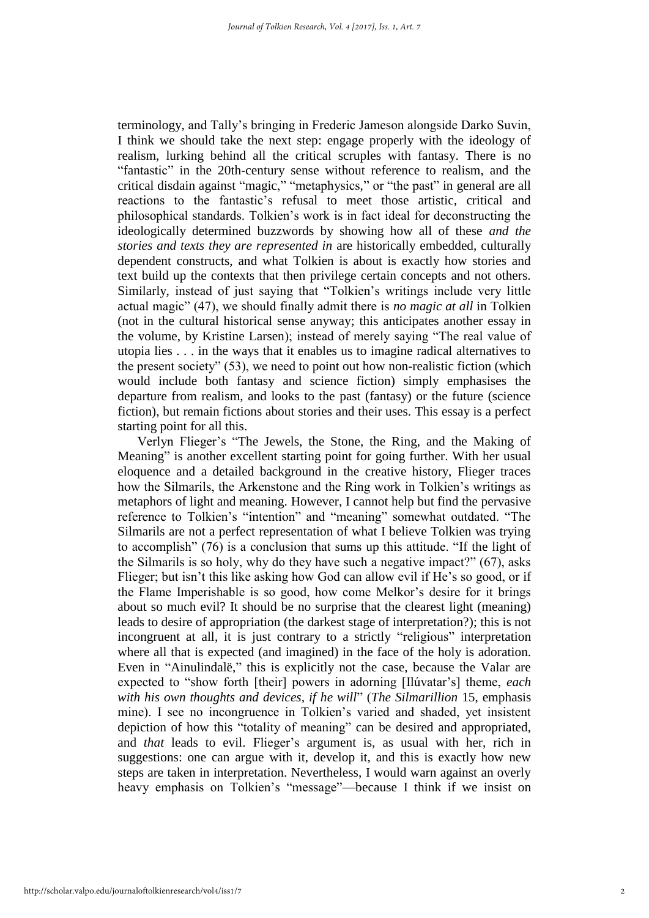terminology, and Tally's bringing in Frederic Jameson alongside Darko Suvin, I think we should take the next step: engage properly with the ideology of realism, lurking behind all the critical scruples with fantasy. There is no "fantastic" in the 20th-century sense without reference to realism, and the critical disdain against "magic," "metaphysics," or "the past" in general are all reactions to the fantastic's refusal to meet those artistic, critical and philosophical standards. Tolkien's work is in fact ideal for deconstructing the ideologically determined buzzwords by showing how all of these *and the stories and texts they are represented in* are historically embedded, culturally dependent constructs, and what Tolkien is about is exactly how stories and text build up the contexts that then privilege certain concepts and not others. Similarly, instead of just saying that "Tolkien's writings include very little actual magic" (47), we should finally admit there is *no magic at all* in Tolkien (not in the cultural historical sense anyway; this anticipates another essay in the volume, by Kristine Larsen); instead of merely saying "The real value of utopia lies . . . in the ways that it enables us to imagine radical alternatives to the present society" (53), we need to point out how non-realistic fiction (which would include both fantasy and science fiction) simply emphasises the departure from realism, and looks to the past (fantasy) or the future (science fiction), but remain fictions about stories and their uses. This essay is a perfect starting point for all this.

Verlyn Flieger's "The Jewels, the Stone, the Ring, and the Making of Meaning" is another excellent starting point for going further. With her usual eloquence and a detailed background in the creative history, Flieger traces how the Silmarils, the Arkenstone and the Ring work in Tolkien's writings as metaphors of light and meaning. However, I cannot help but find the pervasive reference to Tolkien's "intention" and "meaning" somewhat outdated. "The Silmarils are not a perfect representation of what I believe Tolkien was trying to accomplish" (76) is a conclusion that sums up this attitude. "If the light of the Silmarils is so holy, why do they have such a negative impact?" (67), asks Flieger; but isn't this like asking how God can allow evil if He's so good, or if the Flame Imperishable is so good, how come Melkor's desire for it brings about so much evil? It should be no surprise that the clearest light (meaning) leads to desire of appropriation (the darkest stage of interpretation?); this is not incongruent at all, it is just contrary to a strictly "religious" interpretation where all that is expected (and imagined) in the face of the holy is adoration. Even in "Ainulindalë," this is explicitly not the case, because the Valar are expected to "show forth [their] powers in adorning [Ilúvatar's] theme, *each with his own thoughts and devices, if he will*" (*The Silmarillion* 15, emphasis mine). I see no incongruence in Tolkien's varied and shaded, yet insistent depiction of how this "totality of meaning" can be desired and appropriated, and *that* leads to evil. Flieger's argument is, as usual with her, rich in suggestions: one can argue with it, develop it, and this is exactly how new steps are taken in interpretation. Nevertheless, I would warn against an overly heavy emphasis on Tolkien's "message"—because I think if we insist on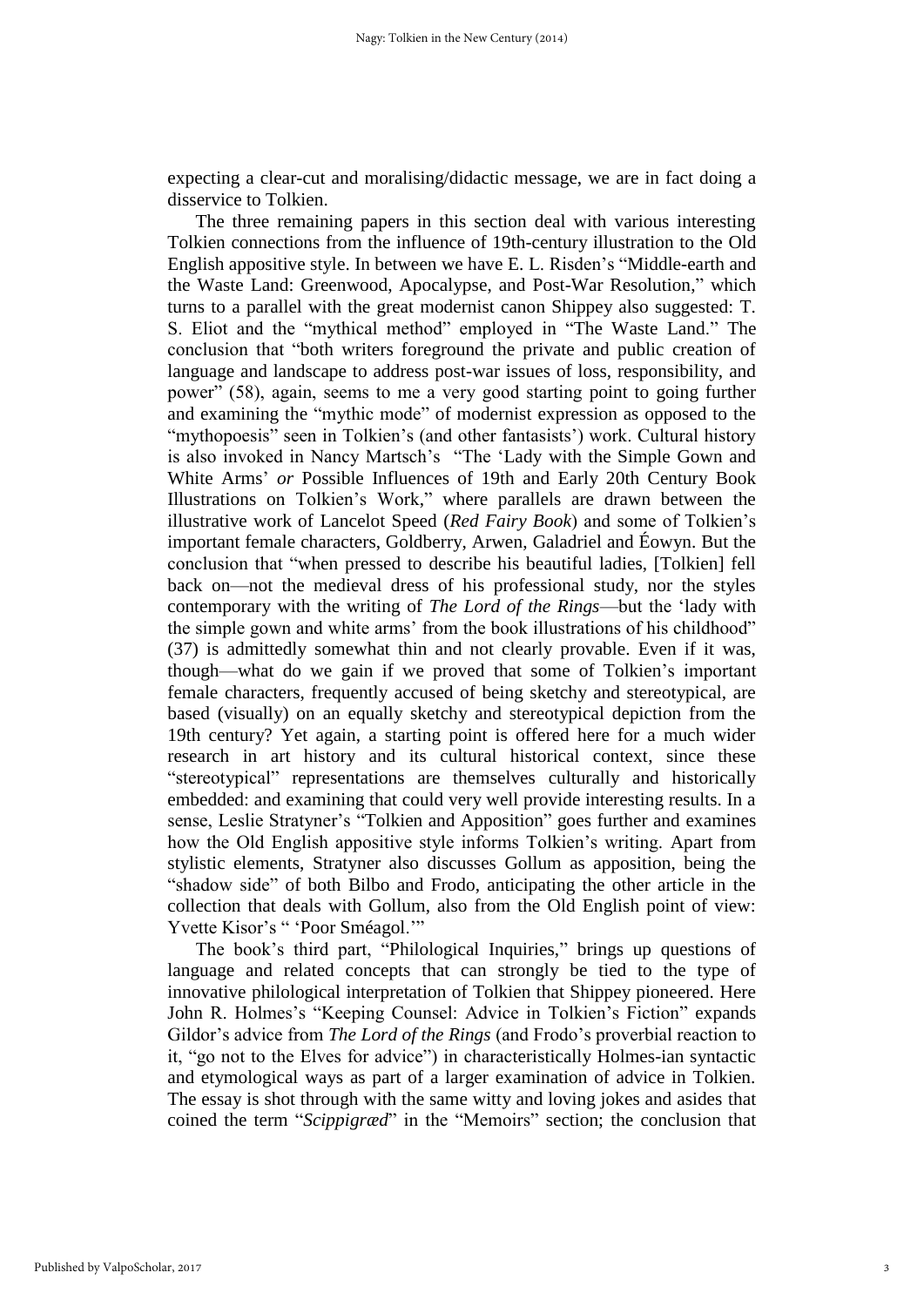expecting a clear-cut and moralising/didactic message, we are in fact doing a disservice to Tolkien.

The three remaining papers in this section deal with various interesting Tolkien connections from the influence of 19th-century illustration to the Old English appositive style. In between we have E. L. Risden's "Middle-earth and the Waste Land: Greenwood, Apocalypse, and Post-War Resolution," which turns to a parallel with the great modernist canon Shippey also suggested: T. S. Eliot and the "mythical method" employed in "The Waste Land." The conclusion that "both writers foreground the private and public creation of language and landscape to address post-war issues of loss, responsibility, and power" (58), again, seems to me a very good starting point to going further and examining the "mythic mode" of modernist expression as opposed to the "mythopoesis" seen in Tolkien's (and other fantasists') work. Cultural history is also invoked in Nancy Martsch's "The 'Lady with the Simple Gown and White Arms' *or* Possible Influences of 19th and Early 20th Century Book Illustrations on Tolkien's Work," where parallels are drawn between the illustrative work of Lancelot Speed (*Red Fairy Book*) and some of Tolkien's important female characters, Goldberry, Arwen, Galadriel and Éowyn. But the conclusion that "when pressed to describe his beautiful ladies, [Tolkien] fell back on—not the medieval dress of his professional study, nor the styles contemporary with the writing of *The Lord of the Rings*—but the 'lady with the simple gown and white arms' from the book illustrations of his childhood" (37) is admittedly somewhat thin and not clearly provable. Even if it was, though—what do we gain if we proved that some of Tolkien's important female characters, frequently accused of being sketchy and stereotypical, are based (visually) on an equally sketchy and stereotypical depiction from the 19th century? Yet again, a starting point is offered here for a much wider research in art history and its cultural historical context, since these "stereotypical" representations are themselves culturally and historically embedded: and examining that could very well provide interesting results. In a sense, Leslie Stratyner's "Tolkien and Apposition" goes further and examines how the Old English appositive style informs Tolkien's writing. Apart from stylistic elements, Stratyner also discusses Gollum as apposition, being the "shadow side" of both Bilbo and Frodo, anticipating the other article in the collection that deals with Gollum, also from the Old English point of view: Yvette Kisor's " 'Poor Sméagol.'"

The book's third part, "Philological Inquiries," brings up questions of language and related concepts that can strongly be tied to the type of innovative philological interpretation of Tolkien that Shippey pioneered. Here John R. Holmes's "Keeping Counsel: Advice in Tolkien's Fiction" expands Gildor's advice from *The Lord of the Rings* (and Frodo's proverbial reaction to it, "go not to the Elves for advice") in characteristically Holmes-ian syntactic and etymological ways as part of a larger examination of advice in Tolkien. The essay is shot through with the same witty and loving jokes and asides that coined the term "*Scippigræd*" in the "Memoirs" section; the conclusion that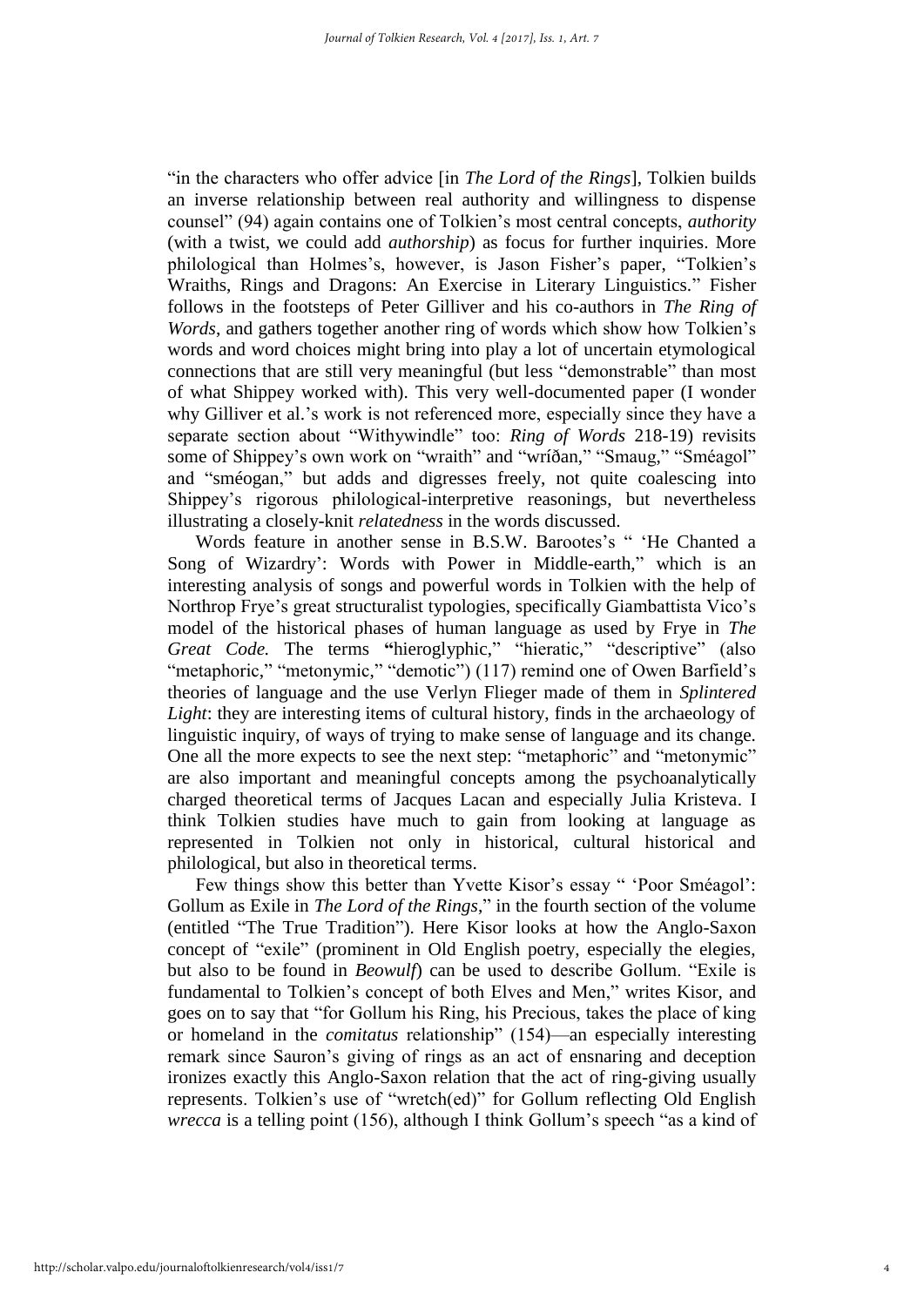"in the characters who offer advice [in *The Lord of the Rings*], Tolkien builds an inverse relationship between real authority and willingness to dispense counsel" (94) again contains one of Tolkien's most central concepts, *authority* (with a twist, we could add *authorship*) as focus for further inquiries. More philological than Holmes's, however, is Jason Fisher's paper, "Tolkien's Wraiths, Rings and Dragons: An Exercise in Literary Linguistics." Fisher follows in the footsteps of Peter Gilliver and his co-authors in *The Ring of Words*, and gathers together another ring of words which show how Tolkien's words and word choices might bring into play a lot of uncertain etymological connections that are still very meaningful (but less "demonstrable" than most of what Shippey worked with). This very well-documented paper (I wonder why Gilliver et al.'s work is not referenced more, especially since they have a separate section about "Withywindle" too: *Ring of Words* 218-19) revisits some of Shippey's own work on "wraith" and "wríðan," "Smaug," "Sméagol" and "sméogan," but adds and digresses freely, not quite coalescing into Shippey's rigorous philological-interpretive reasonings, but nevertheless illustrating a closely-knit *relatedness* in the words discussed.

Words feature in another sense in B.S.W. Barootes's " 'He Chanted a Song of Wizardry': Words with Power in Middle-earth," which is an interesting analysis of songs and powerful words in Tolkien with the help of Northrop Frye's great structuralist typologies, specifically Giambattista Vico's model of the historical phases of human language as used by Frye in *The Great Code.* The terms **"**hieroglyphic," "hieratic," "descriptive" (also "metaphoric," "metonymic," "demotic") (117) remind one of Owen Barfield's theories of language and the use Verlyn Flieger made of them in *Splintered Light*: they are interesting items of cultural history, finds in the archaeology of linguistic inquiry, of ways of trying to make sense of language and its change. One all the more expects to see the next step: "metaphoric" and "metonymic" are also important and meaningful concepts among the psychoanalytically charged theoretical terms of Jacques Lacan and especially Julia Kristeva. I think Tolkien studies have much to gain from looking at language as represented in Tolkien not only in historical, cultural historical and philological, but also in theoretical terms.

Few things show this better than Yvette Kisor's essay " 'Poor Sméagol': Gollum as Exile in *The Lord of the Rings*," in the fourth section of the volume (entitled "The True Tradition"). Here Kisor looks at how the Anglo-Saxon concept of "exile" (prominent in Old English poetry, especially the elegies, but also to be found in *Beowulf*) can be used to describe Gollum. "Exile is fundamental to Tolkien's concept of both Elves and Men," writes Kisor, and goes on to say that "for Gollum his Ring, his Precious, takes the place of king or homeland in the *comitatus* relationship" (154)—an especially interesting remark since Sauron's giving of rings as an act of ensnaring and deception ironizes exactly this Anglo-Saxon relation that the act of ring-giving usually represents. Tolkien's use of "wretch(ed)" for Gollum reflecting Old English *wrecca* is a telling point (156), although I think Gollum's speech "as a kind of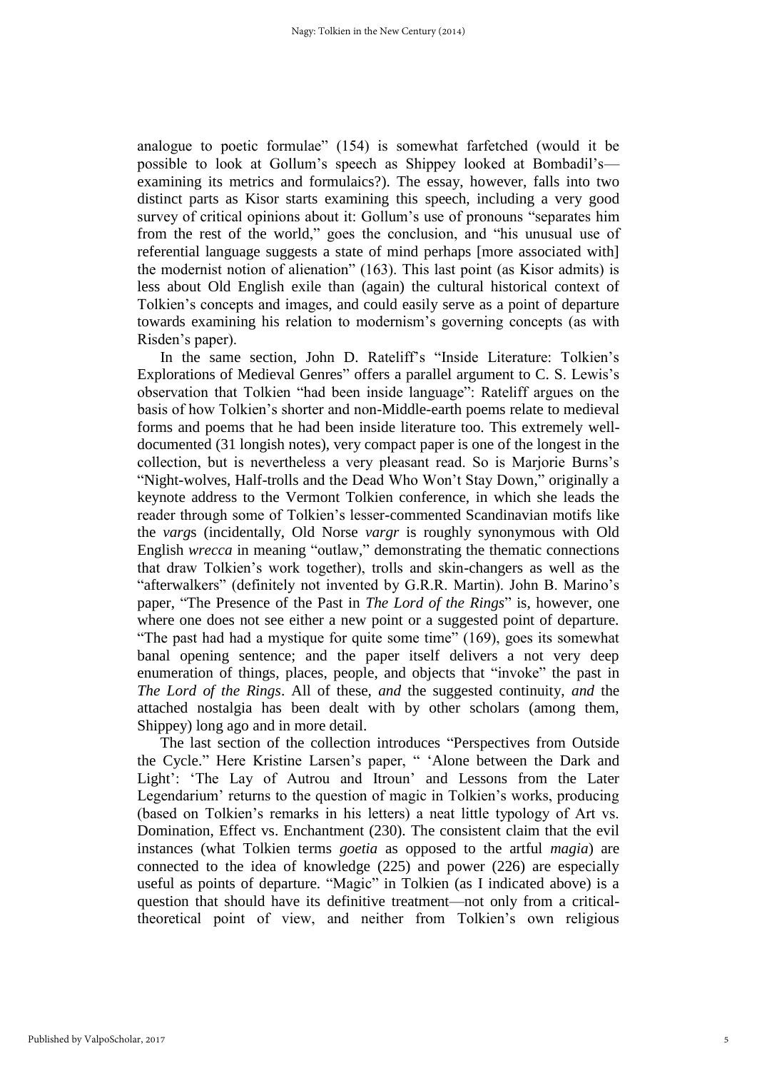analogue to poetic formulae" (154) is somewhat farfetched (would it be possible to look at Gollum's speech as Shippey looked at Bombadil's—examining its metrics and formulaics?). The essay, however, falls into two distinct parts as Kisor starts examining this speech, including a very good survey of critical opinions about it: Gollum's use of pronouns "separates him from the rest of the world," goes the conclusion, and "his unusual use of referential language suggests a state of mind perhaps [more associated with] the modernist notion of alienation" (163). This last point (as Kisor admits) is less about Old English exile than (again) the cultural historical context of Tolkien's concepts and images, and could easily serve as a point of departure towards examining his relation to modernism's governing concepts (as with Risden's paper).

In the same section, John D. Rateliff's "Inside Literature: Tolkien's Explorations of Medieval Genres" offers a parallel argument to C. S. Lewis's observation that Tolkien "had been inside language": Rateliff argues on the basis of how Tolkien's shorter and non-Middle-earth poems relate to medieval forms and poems that he had been inside literature too. This extremely well-documented (31 longish notes), very compact paper is one of the longest in the collection, but is nevertheless a very pleasant read. So is Marjorie Burns's "Night-wolves, Half-trolls and the Dead Who Won't Stay Down," originally a keynote address to the Vermont Tolkien conference, in which she leads the reader through some of Tolkien's lesser-commented Scandinavian motifs like the *varg*s (incidentally, Old Norse *vargr* is roughly synonymous with Old English *wrecca* in meaning "outlaw," demonstrating the thematic connections that draw Tolkien's work together), trolls and skin-changers as well as the "afterwalkers" (definitely not invented by G.R.R. Martin). John B. Marino's paper, "The Presence of the Past in *The Lord of the Rings*" is, however, one where one does not see either a new point or a suggested point of departure. "The past had had a mystique for quite some time" (169), goes its somewhat banal opening sentence; and the paper itself delivers a not very deep enumeration of things, places, people, and objects that "invoke" the past in *The Lord of the Rings*. All of these, *and* the suggested continuity, *and* the attached nostalgia has been dealt with by other scholars (among them, Shippey) long ago and in more detail.

The last section of the collection introduces "Perspectives from Outside the Cycle." Here Kristine Larsen's paper, " 'Alone between the Dark and Light': 'The Lay of Autrou and Itroun' and Lessons from the Later Legendarium' returns to the question of magic in Tolkien's works, producing (based on Tolkien's remarks in his letters) a neat little typology of Art vs. Domination, Effect vs. Enchantment (230). The consistent claim that the evil instances (what Tolkien terms *goetia* as opposed to the artful *magia*) are connected to the idea of knowledge (225) and power (226) are especially useful as points of departure. "Magic" in Tolkien (as I indicated above) is a question that should have its definitive treatment—not only from a critical-theoretical point of view, and neither from Tolkien's own religious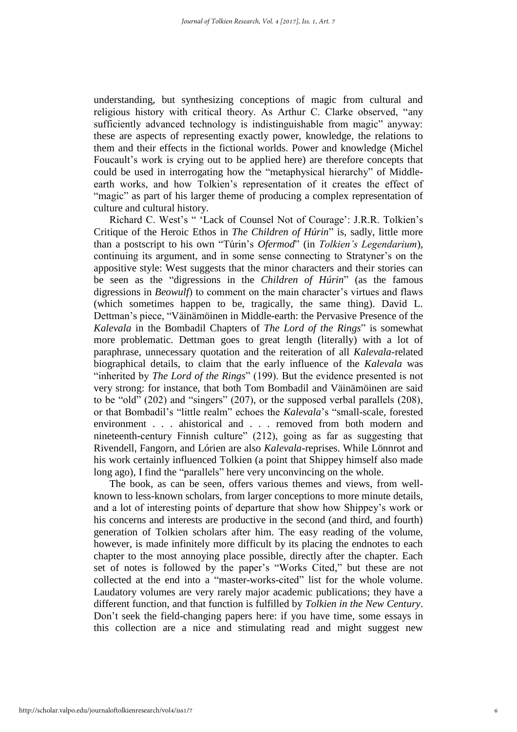understanding, but synthesizing conceptions of magic from cultural and religious history with critical theory. As Arthur C. Clarke observed, "any sufficiently advanced technology is indistinguishable from magic" anyway: these are aspects of representing exactly power, knowledge, the relations to them and their effects in the fictional worlds. Power and knowledge (Michel Foucault's work is crying out to be applied here) are therefore concepts that could be used in interrogating how the "metaphysical hierarchy" of Middle-earth works, and how Tolkien's representation of it creates the effect of "magic" as part of his larger theme of producing a complex representation of culture and cultural history.

Richard C. West's " 'Lack of Counsel Not of Courage': J.R.R. Tolkien's Critique of the Heroic Ethos in *The Children of Húrin*" is, sadly, little more than a postscript to his own "Túrin's *Ofermod*" (in *Tolkien's Legendarium*), continuing its argument, and in some sense connecting to Stratyner's on the appositive style: West suggests that the minor characters and their stories can be seen as the "digressions in the *Children of Húrin*" (as the famous digressions in *Beowulf*) to comment on the main character's virtues and flaws (which sometimes happen to be, tragically, the same thing). David L. Dettman's piece, "Väinämöinen in Middle-earth: the Pervasive Presence of the *Kalevala* in the Bombadil Chapters of *The Lord of the Rings*" is somewhat more problematic. Dettman goes to great length (literally) with a lot of paraphrase, unnecessary quotation and the reiteration of all *Kalevala*-related biographical details, to claim that the early influence of the *Kalevala* was "inherited by *The Lord of the Rings*" (199). But the evidence presented is not very strong: for instance, that both Tom Bombadil and Väinämöinen are said to be "old" (202) and "singers" (207), or the supposed verbal parallels (208), or that Bombadil's "little realm" echoes the *Kalevala*'s "small-scale, forested environment . . . ahistorical and . . . removed from both modern and nineteenth-century Finnish culture" (212), going as far as suggesting that Rivendell, Fangorn, and Lórien are also *Kalevala*-reprises. While Lönnrot and his work certainly influenced Tolkien (a point that Shippey himself also made long ago), I find the "parallels" here very unconvincing on the whole.

The book, as can be seen, offers various themes and views, from well-known to less-known scholars, from larger conceptions to more minute details, and a lot of interesting points of departure that show how Shippey's work or his concerns and interests are productive in the second (and third, and fourth) generation of Tolkien scholars after him. The easy reading of the volume, however, is made infinitely more difficult by its placing the endnotes to each chapter to the most annoying place possible, directly after the chapter. Each set of notes is followed by the paper's "Works Cited," but these are not collected at the end into a "master-works-cited" list for the whole volume. Laudatory volumes are very rarely major academic publications; they have a different function, and that function is fulfilled by *Tolkien in the New Century*. Don't seek the field-changing papers here: if you have time, some essays in this collection are a nice and stimulating read and might suggest new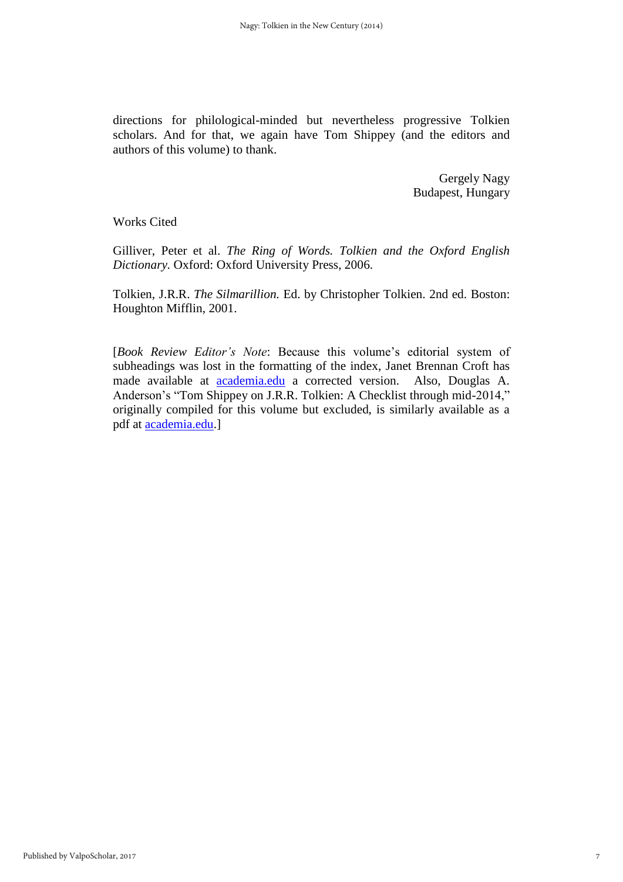directions for philological-minded but nevertheless progressive Tolkien scholars. And for that, we again have Tom Shippey (and the editors and authors of this volume) to thank.

Gergely Nagy
Budapest, Hungary

Works Cited

Gilliver, Peter et al. *The Ring of Words. Tolkien and the Oxford English Dictionary.* Oxford: Oxford University Press, 2006.

Tolkien, J.R.R. *The Silmarillion.* Ed. by Christopher Tolkien. 2nd ed. Boston: Houghton Mifflin, 2001.

[*Book Review Editor's Note*: Because this volume's editorial system of subheadings was lost in the formatting of the index, Janet Brennan Croft has made available at academia.edu a corrected version. Also, Douglas A. Anderson's "Tom Shippey on J.R.R. Tolkien: A Checklist through mid-2014," originally compiled for this volume but excluded, is similarly available as a pdf at academia.edu.]